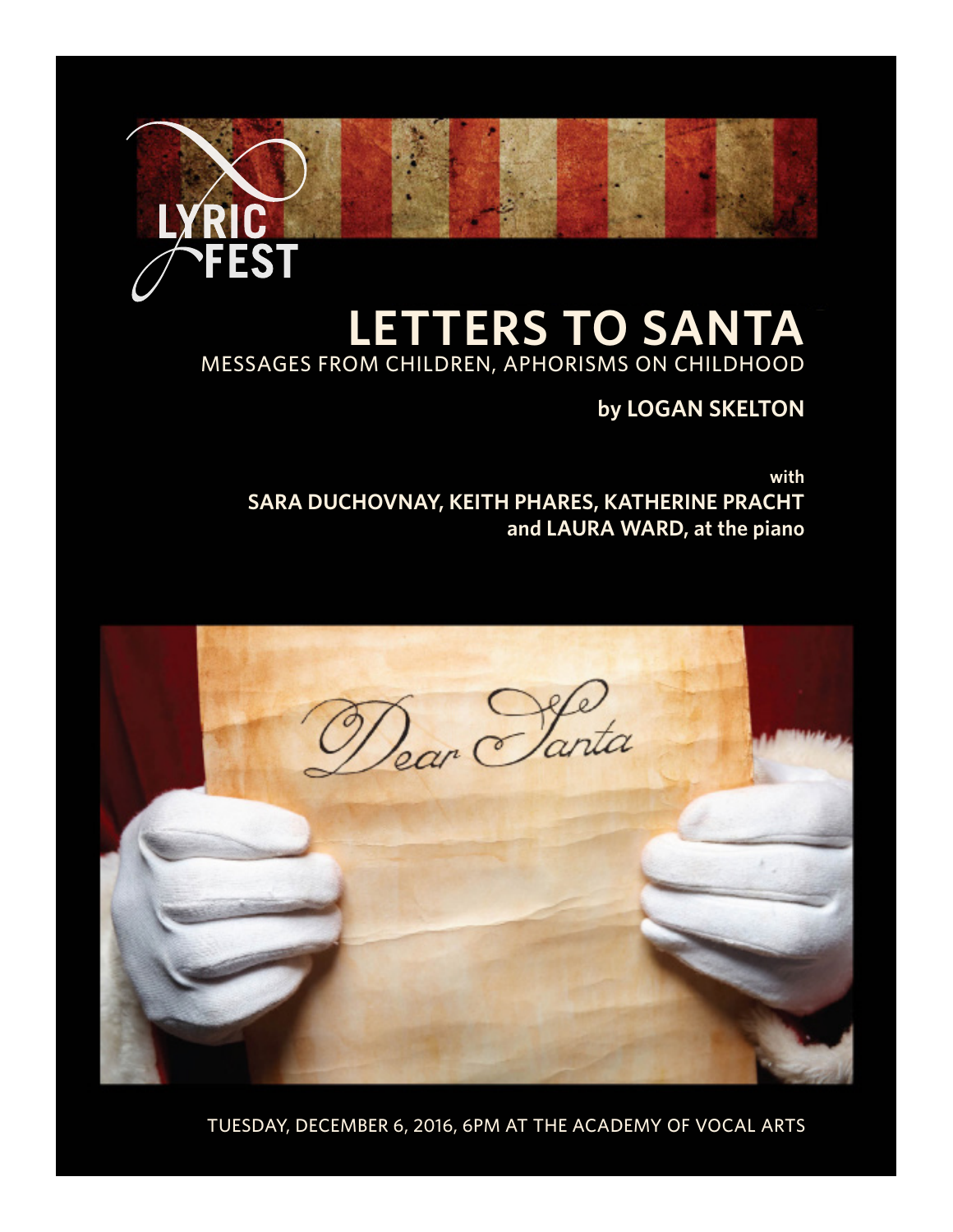LYRIC FEST

# LETTERS TO SANTA

MESSAGES FROM CHILDREN, APHORISMS ON CHILDHOOD

**by LOGAN SKELTON**

**with**
**SARA DUCHOVNAY, KEITH PHARES, KATHERINE PRACHT**
**and LAURA WARD, at the piano**

Dear Santa

TUESDAY, DECEMBER 6, 2016, 6PM AT THE ACADEMY OF VOCAL ARTS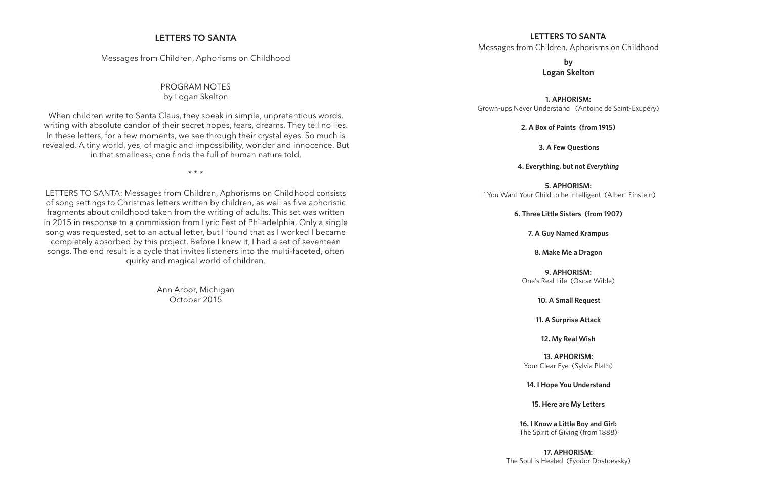## LETTERS TO SANTA

Messages from Children, Aphorisms on Childhood

PROGRAM NOTES
by Logan Skelton

When children write to Santa Claus, they speak in simple, unpretentious words, writing with absolute candor of their secret hopes, fears, dreams. They tell no lies. In these letters, for a few moments, we see through their crystal eyes. So much is revealed. A tiny world, yes, of magic and impossibility, wonder and innocence. But in that smallness, one finds the full of human nature told.

\* \* \*

LETTERS TO SANTA: Messages from Children, Aphorisms on Childhood consists of song settings to Christmas letters written by children, as well as five aphoristic fragments about childhood taken from the writing of adults. This set was written in 2015 in response to a commission from Lyric Fest of Philadelphia. Only a single song was requested, set to an actual letter, but I found that as I worked I became completely absorbed by this project. Before I knew it, I had a set of seventeen songs. The end result is a cycle that invites listeners into the multi-faceted, often quirky and magical world of children.

Ann Arbor, Michigan
October 2015

## LETTERS TO SANTA

Messages from Children, Aphorisms on Childhood

**by**
**Logan Skelton**

**1. APHORISM:**
Grown-ups Never Understand (Antoine de Saint-Exupéry)

**2. A Box of Paints (from 1915)**

**3. A Few Questions**

**4. Everything, but not *Everything***

**5. APHORISM:**
If You Want Your Child to be Intelligent (Albert Einstein)

**6. Three Little Sisters (from 1907)**

**7. A Guy Named Krampus**

**8. Make Me a Dragon**

**9. APHORISM:**
One's Real Life (Oscar Wilde)

**10. A Small Request**

**11. A Surprise Attack**

**12. My Real Wish**

**13. APHORISM:**
Your Clear Eye (Sylvia Plath)

**14. I Hope You Understand**

**15. Here are My Letters**

**16. I Know a Little Boy and Girl:**
The Spirit of Giving (from 1888)

**17. APHORISM:**
The Soul is Healed (Fyodor Dostoevsky)